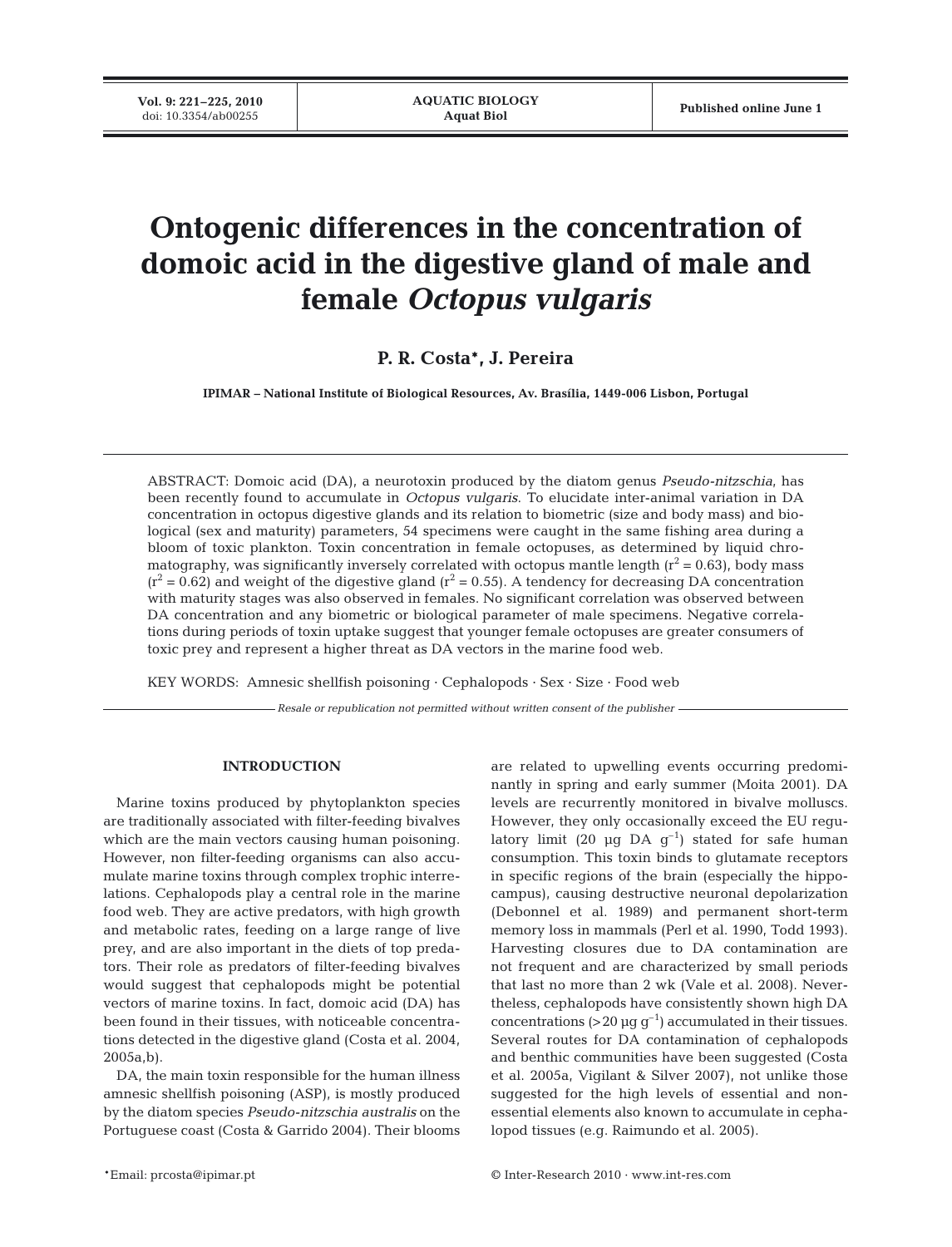# Ontogenic differences in the concentration of domoic acid in the digestive gland of male and female *Octopus vulgaris*

**P. R. Costa\*, J. Pereira**

**IPIMAR – National Institute of Biological Resources, Av. Brasília, 1449-006 Lisbon, Portugal**

ABSTRACT: Domoic acid (DA), a neurotoxin produced by the diatom genus *Pseudo-nitzschia*, has been recently found to accumulate in *Octopus vulgaris*. To elucidate inter-animal variation in DA concentration in octopus digestive glands and its relation to biometric (size and body mass) and biological (sex and maturity) parameters, 54 specimens were caught in the same fishing area during a bloom of toxic plankton. Toxin concentration in female octopuses, as determined by liquid chromatography, was significantly inversely correlated with octopus mantle length ($r^2 = 0.63$), body mass ($r^2 = 0.62$) and weight of the digestive gland ($r^2 = 0.55$). A tendency for decreasing DA concentration with maturity stages was also observed in females. No significant correlation was observed between DA concentration and any biometric or biological parameter of male specimens. Negative correlations during periods of toxin uptake suggest that younger female octopuses are greater consumers of toxic prey and represent a higher threat as DA vectors in the marine food web.

KEY WORDS: Amnesic shellfish poisoning · Cephalopods · Sex · Size · Food web

*Resale or republication not permitted without written consent of the publisher*

## INTRODUCTION

Marine toxins produced by phytoplankton species are traditionally associated with filter-feeding bivalves which are the main vectors causing human poisoning. However, non filter-feeding organisms can also accumulate marine toxins through complex trophic interrelations. Cephalopods play a central role in the marine food web. They are active predators, with high growth and metabolic rates, feeding on a large range of live prey, and are also important in the diets of top predators. Their role as predators of filter-feeding bivalves would suggest that cephalopods might be potential vectors of marine toxins. In fact, domoic acid (DA) has been found in their tissues, with noticeable concentrations detected in the digestive gland (Costa et al. 2004, 2005a,b).

DA, the main toxin responsible for the human illness amnesic shellfish poisoning (ASP), is mostly produced by the diatom species *Pseudo-nitzschia australis* on the Portuguese coast (Costa & Garrido 2004). Their blooms are related to upwelling events occurring predominantly in spring and early summer (Moita 2001). DA levels are recurrently monitored in bivalve molluscs. However, they only occasionally exceed the EU regulatory limit (20 µg DA $g^{-1}$) stated for safe human consumption. This toxin binds to glutamate receptors in specific regions of the brain (especially the hippocampus), causing destructive neuronal depolarization (Debonnel et al. 1989) and permanent short-term memory loss in mammals (Perl et al. 1990, Todd 1993). Harvesting closures due to DA contamination are not frequent and are characterized by small periods that last no more than 2 wk (Vale et al. 2008). Nevertheless, cephalopods have consistently shown high DA concentrations (>20 µg $g^{-1}$) accumulated in their tissues. Several routes for DA contamination of cephalopods and benthic communities have been suggested (Costa et al. 2005a, Vigilant & Silver 2007), not unlike those suggested for the high levels of essential and non-essential elements also known to accumulate in cephalopod tissues (e.g. Raimundo et al. 2005).

\*Email: prcosta@ipimar.pt

© Inter-Research 2010 · www.int-res.com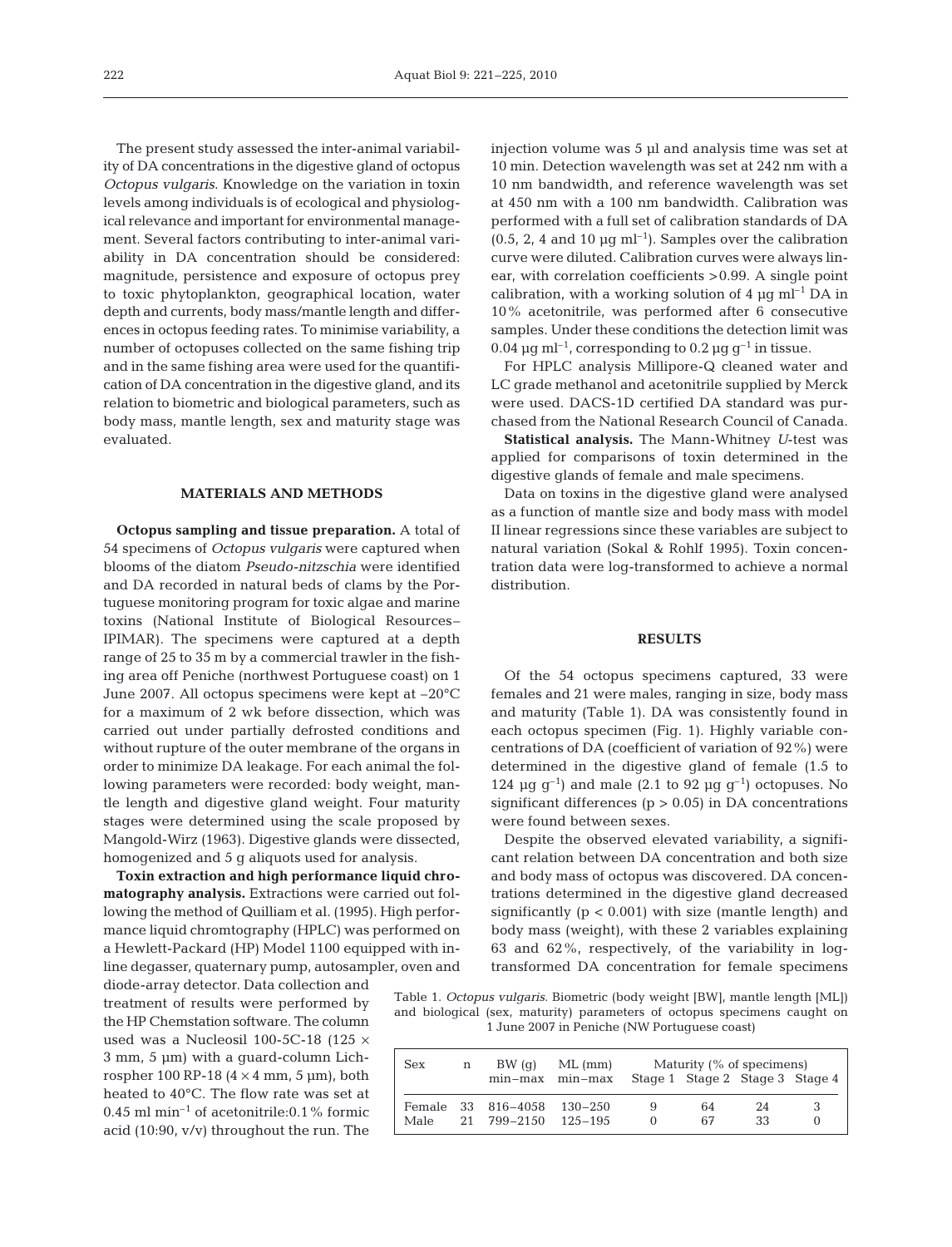The present study assessed the inter-animal variability of DA concentrations in the digestive gland of octopus *Octopus vulgaris*. Knowledge on the variation in toxin levels among individuals is of ecological and physiological relevance and important for environmental management. Several factors contributing to inter-animal variability in DA concentration should be considered: magnitude, persistence and exposure of octopus prey to toxic phytoplankton, geographical location, water depth and currents, body mass/mantle length and differences in octopus feeding rates. To minimise variability, a number of octopuses collected on the same fishing trip and in the same fishing area were used for the quantification of DA concentration in the digestive gland, and its relation to biometric and biological parameters, such as body mass, mantle length, sex and maturity stage was evaluated.

## MATERIALS AND METHODS

**Octopus sampling and tissue preparation.** A total of 54 specimens of *Octopus vulgaris* were captured when blooms of the diatom *Pseudo-nitzschia* were identified and DA recorded in natural beds of clams by the Portuguese monitoring program for toxic algae and marine toxins (National Institute of Biological Resources–IPIMAR). The specimens were captured at a depth range of 25 to 35 m by a commercial trawler in the fishing area off Peniche (northwest Portuguese coast) on 1 June 2007. All octopus specimens were kept at –20°C for a maximum of 2 wk before dissection, which was carried out under partially defrosted conditions and without rupture of the outer membrane of the organs in order to minimize DA leakage. For each animal the following parameters were recorded: body weight, mantle length and digestive gland weight. Four maturity stages were determined using the scale proposed by Mangold-Wirz (1963). Digestive glands were dissected, homogenized and 5 g aliquots used for analysis.

**Toxin extraction and high performance liquid chromatography analysis.** Extractions were carried out following the method of Quilliam et al. (1995). High performance liquid chromtography (HPLC) was performed on a Hewlett-Packard (HP) Model 1100 equipped with in-line degasser, quaternary pump, autosampler, oven and diode-array detector. Data collection and treatment of results were performed by the HP Chemstation software. The column used was a Nucleosil 100-5C-18 (125 × 3 mm, 5 µm) with a guard-column Lichrospher 100 RP-18 (4 × 4 mm, 5 µm), both heated to 40°C. The flow rate was set at 0.45 ml min$^{-1}$ of acetonitrile:0.1% formic acid (10:90, v/v) throughout the run. The injection volume was 5 µl and analysis time was set at 10 min. Detection wavelength was set at 242 nm with a 10 nm bandwidth, and reference wavelength was set at 450 nm with a 100 nm bandwidth. Calibration was performed with a full set of calibration standards of DA (0.5, 2, 4 and 10 µg ml$^{-1}$). Samples over the calibration curve were diluted. Calibration curves were always linear, with correlation coefficients >0.99. A single point calibration, with a working solution of 4 µg ml$^{-1}$ DA in 10% acetonitrile, was performed after 6 consecutive samples. Under these conditions the detection limit was 0.04 µg ml$^{-1}$, corresponding to 0.2 µg g$^{-1}$ in tissue.

For HPLC analysis Millipore-Q cleaned water and LC grade methanol and acetonitrile supplied by Merck were used. DACS-1D certified DA standard was purchased from the National Research Council of Canada.

**Statistical analysis.** The Mann-Whitney *U*-test was applied for comparisons of toxin determined in the digestive glands of female and male specimens.

Data on toxins in the digestive gland were analysed as a function of mantle size and body mass with model II linear regressions since these variables are subject to natural variation (Sokal & Rohlf 1995). Toxin concentration data were log-transformed to achieve a normal distribution.

## RESULTS

Of the 54 octopus specimens captured, 33 were females and 21 were males, ranging in size, body mass and maturity (Table 1). DA was consistently found in each octopus specimen (Fig. 1). Highly variable concentrations of DA (coefficient of variation of 92%) were determined in the digestive gland of female (1.5 to 124 µg g$^{-1}$) and male (2.1 to 92 µg g$^{-1}$) octopuses. No significant differences ($p > 0.05$) in DA concentrations were found between sexes.

Despite the observed elevated variability, a significant relation between DA concentration and both size and body mass of octopus was discovered. DA concentrations determined in the digestive gland decreased significantly ($p < 0.001$) with size (mantle length) and body mass (weight), with these 2 variables explaining 63 and 62%, respectively, of the variability in log-transformed DA concentration for female specimens

Table 1. *Octopus vulgaris*. Biometric (body weight [BW], mantle length [ML]) and biological (sex, maturity) parameters of octopus specimens caught on 1 June 2007 in Peniche (NW Portuguese coast)

| Sex | n | BW (g) min–max | ML (mm) min–max | Maturity (% of specimens) Stage 1 | Stage 2 | Stage 3 | Stage 4 |
|---|---|---|---|---|---|---|---|
| Female | 33 | 816–4058 | 130–250 | 9 | 64 | 24 | 3 |
| Male | 21 | 799–2150 | 125–195 | 0 | 67 | 33 | 0 |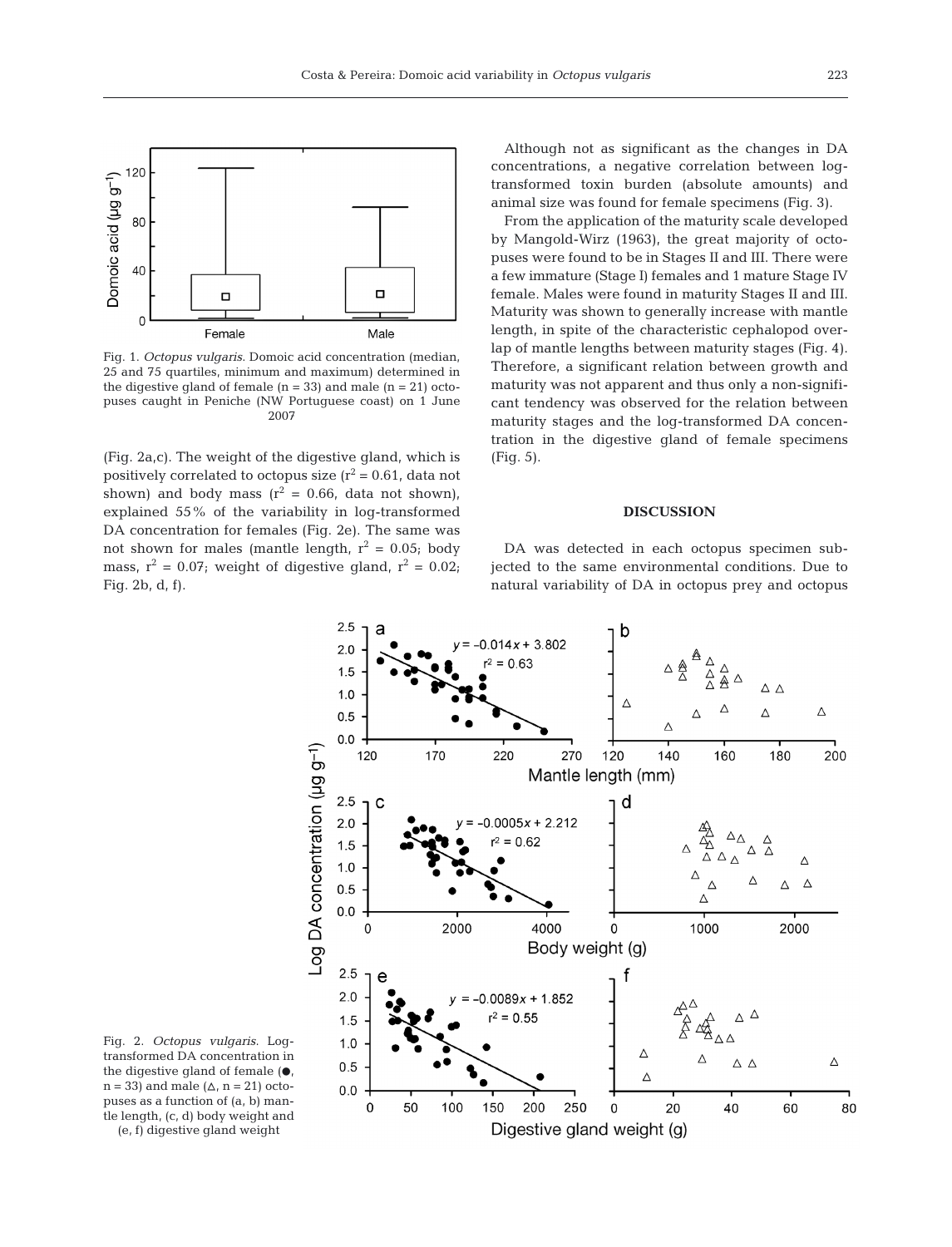Fig. 1. *Octopus vulgaris.* Domoic acid concentration (median, 25 and 75 quartiles, minimum and maximum) determined in the digestive gland of female (n = 33) and male (n = 21) octopuses caught in Peniche (NW Portuguese coast) on 1 June 2007

(Fig. 2a,c). The weight of the digestive gland, which is positively correlated to octopus size ($r^2 = 0.61$, data not shown) and body mass ($r^2 = 0.66$, data not shown), explained 55% of the variability in log-transformed DA concentration for females (Fig. 2e). The same was not shown for males (mantle length, $r^2 = 0.05$; body mass, $r^2 = 0.07$; weight of digestive gland, $r^2 = 0.02$; Fig. 2b, d, f).

Although not as significant as the changes in DA concentrations, a negative correlation between log-transformed toxin burden (absolute amounts) and animal size was found for female specimens (Fig. 3).

From the application of the maturity scale developed by Mangold-Wirz (1963), the great majority of octopuses were found to be in Stages II and III. There were a few immature (Stage I) females and 1 mature Stage IV female. Males were found in maturity Stages II and III. Maturity was shown to generally increase with mantle length, in spite of the characteristic cephalopod overlap of mantle lengths between maturity stages (Fig. 4). Therefore, a significant relation between growth and maturity was not apparent and thus only a non-significant tendency was observed for the relation between maturity stages and the log-transformed DA concentration in the digestive gland of female specimens (Fig. 5).

## DISCUSSION

DA was detected in each octopus specimen subjected to the same environmental conditions. Due to natural variability of DA in octopus prey and octopus

Fig. 2. *Octopus vulgaris.* Log-transformed DA concentration in the digestive gland of female (●, n = 33) and male (△, n = 21) octopuses as a function of (a, b) mantle length, (c, d) body weight and (e, f) digestive gland weight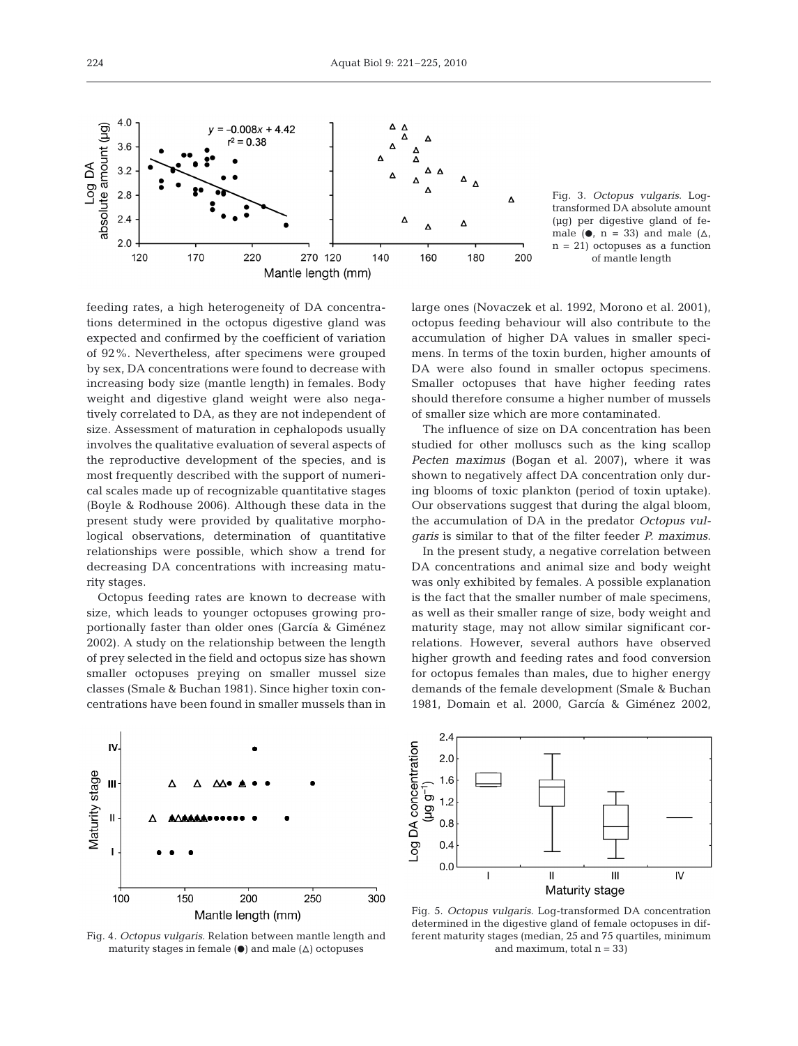Fig. 3. *Octopus vulgaris*. Log-transformed DA absolute amount (µg) per digestive gland of female (●, n = 33) and male (△, n = 21) octopuses as a function of mantle length

feeding rates, a high heterogeneity of DA concentrations determined in the octopus digestive gland was expected and confirmed by the coefficient of variation of 92%. Nevertheless, after specimens were grouped by sex, DA concentrations were found to decrease with increasing body size (mantle length) in females. Body weight and digestive gland weight were also negatively correlated to DA, as they are not independent of size. Assessment of maturation in cephalopods usually involves the qualitative evaluation of several aspects of the reproductive development of the species, and is most frequently described with the support of numerical scales made up of recognizable quantitative stages (Boyle & Rodhouse 2006). Although these data in the present study were provided by qualitative morphological observations, determination of quantitative relationships were possible, which show a trend for decreasing DA concentrations with increasing maturity stages.

Octopus feeding rates are known to decrease with size, which leads to younger octopuses growing proportionally faster than older ones (García & Giménez 2002). A study on the relationship between the length of prey selected in the field and octopus size has shown smaller octopuses preying on smaller mussel size classes (Smale & Buchan 1981). Since higher toxin concentrations have been found in smaller mussels than in large ones (Novaczek et al. 1992, Morono et al. 2001), octopus feeding behaviour will also contribute to the accumulation of higher DA values in smaller specimens. In terms of the toxin burden, higher amounts of DA were also found in smaller octopus specimens. Smaller octopuses that have higher feeding rates should therefore consume a higher number of mussels of smaller size which are more contaminated.

The influence of size on DA concentration has been studied for other molluscs such as the king scallop *Pecten maximus* (Bogan et al. 2007), where it was shown to negatively affect DA concentration only during blooms of toxic plankton (period of toxin uptake). Our observations suggest that during the algal bloom, the accumulation of DA in the predator *Octopus vulgaris* is similar to that of the filter feeder *P. maximus*.

In the present study, a negative correlation between DA concentrations and animal size and body weight was only exhibited by females. A possible explanation is the fact that the smaller number of male specimens, as well as their smaller range of size, body weight and maturity stage, may not allow similar significant correlations. However, several authors have observed higher growth and feeding rates and food conversion for octopus females than males, due to higher energy demands of the female development (Smale & Buchan 1981, Domain et al. 2000, García & Giménez 2002,

Fig. 4. *Octopus vulgaris*. Relation between mantle length and maturity stages in female (●) and male (△) octopuses

Fig. 5. *Octopus vulgaris*. Log-transformed DA concentration determined in the digestive gland of female octopuses in different maturity stages (median, 25 and 75 quartiles, minimum and maximum, total n = 33)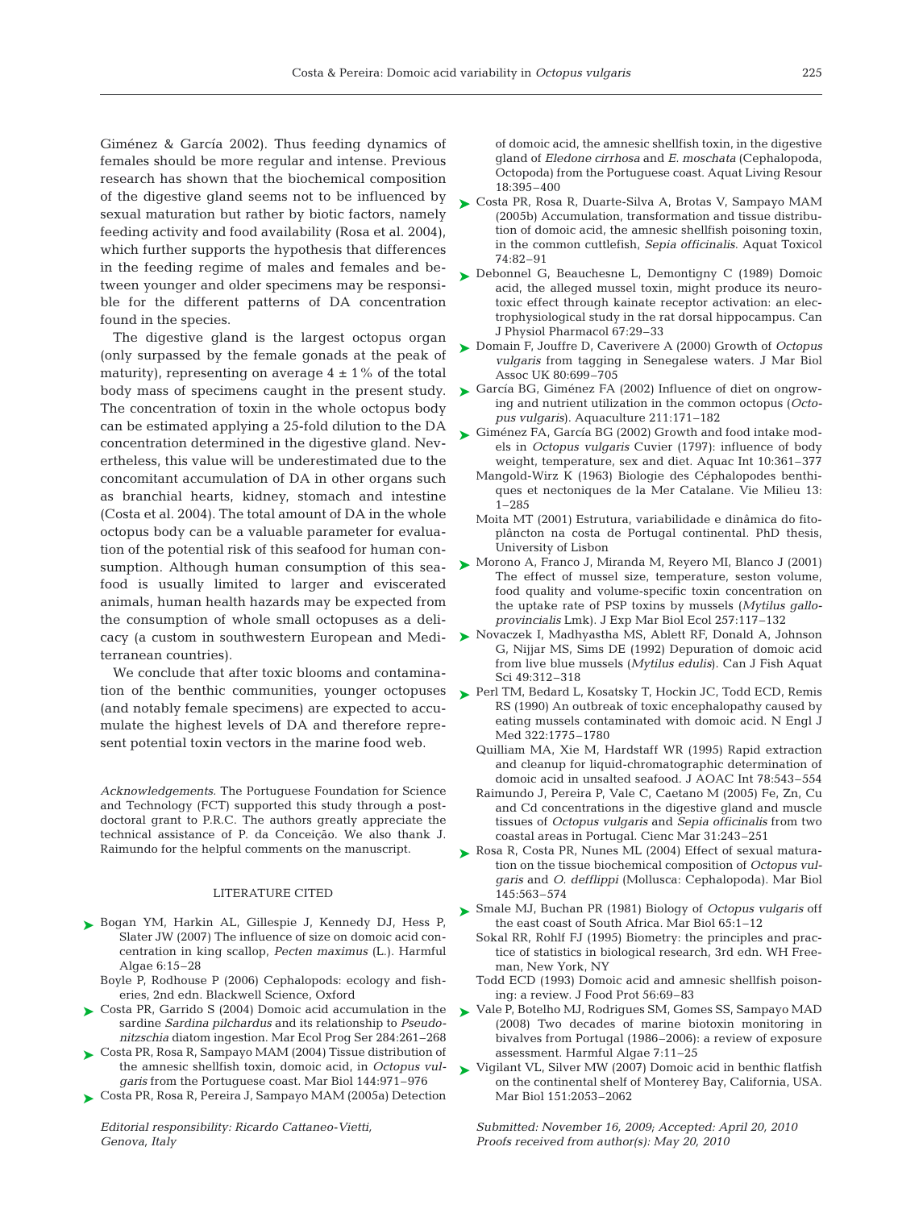Giménez & García 2002). Thus feeding dynamics of females should be more regular and intense. Previous research has shown that the biochemical composition of the digestive gland seems not to be influenced by sexual maturation but rather by biotic factors, namely feeding activity and food availability (Rosa et al. 2004), which further supports the hypothesis that differences in the feeding regime of males and females and between younger and older specimens may be responsible for the different patterns of DA concentration found in the species.

The digestive gland is the largest octopus organ (only surpassed by the female gonads at the peak of maturity), representing on average 4 ± 1% of the total body mass of specimens caught in the present study. The concentration of toxin in the whole octopus body can be estimated applying a 25-fold dilution to the DA concentration determined in the digestive gland. Nevertheless, this value will be underestimated due to the concomitant accumulation of DA in other organs such as branchial hearts, kidney, stomach and intestine (Costa et al. 2004). The total amount of DA in the whole octopus body can be a valuable parameter for evaluation of the potential risk of this seafood for human consumption. Although human consumption of this seafood is usually limited to larger and eviscerated animals, human health hazards may be expected from the consumption of whole small octopuses as a delicacy (a custom in southwestern European and Mediterranean countries).

We conclude that after toxic blooms and contamination of the benthic communities, younger octopuses (and notably female specimens) are expected to accumulate the highest levels of DA and therefore represent potential toxin vectors in the marine food web.

*Acknowledgements.* The Portuguese Foundation for Science and Technology (FCT) supported this study through a postdoctoral grant to P.R.C. The authors greatly appreciate the technical assistance of P. da Conceição. We also thank J. Raimundo for the helpful comments on the manuscript.

## LITERATURE CITED

- Bogan YM, Harkin AL, Gillespie J, Kennedy DJ, Hess P, Slater JW (2007) The influence of size on domoic acid concentration in king scallop, *Pecten maximus* (L.). Harmful Algae 6:15–28
- Boyle P, Rodhouse P (2006) Cephalopods: ecology and fisheries, 2nd edn. Blackwell Science, Oxford
- Costa PR, Garrido S (2004) Domoic acid accumulation in the sardine *Sardina pilchardus* and its relationship to *Pseudo-nitzschia* diatom ingestion. Mar Ecol Prog Ser 284:261–268
- Costa PR, Rosa R, Sampayo MAM (2004) Tissue distribution of the amnesic shellfish toxin, domoic acid, in *Octopus vulgaris* from the Portuguese coast. Mar Biol 144:971–976
- Costa PR, Rosa R, Pereira J, Sampayo MAM (2005a) Detection of domoic acid, the amnesic shellfish toxin, in the digestive gland of *Eledone cirrhosa* and *E. moschata* (Cephalopoda, Octopoda) from the Portuguese coast. Aquat Living Resour 18:395–400
- Costa PR, Rosa R, Duarte-Silva A, Brotas V, Sampayo MAM (2005b) Accumulation, transformation and tissue distribution of domoic acid, the amnesic shellfish poisoning toxin, in the common cuttlefish, *Sepia officinalis*. Aquat Toxicol 74:82–91
- Debonnel G, Beauchesne L, Demontigny C (1989) Domoic acid, the alleged mussel toxin, might produce its neurotoxic effect through kainate receptor activation: an electrophysiological study in the rat dorsal hippocampus. Can J Physiol Pharmacol 67:29–33
- Domain F, Jouffre D, Caverivere A (2000) Growth of *Octopus vulgaris* from tagging in Senegalese waters. J Mar Biol Assoc UK 80:699–705
- García BG, Giménez FA (2002) Influence of diet on ongrowing and nutrient utilization in the common octopus (*Octopus vulgaris*). Aquaculture 211:171–182
- Giménez FA, García BG (2002) Growth and food intake models in *Octopus vulgaris* Cuvier (1797): influence of body weight, temperature, sex and diet. Aquac Int 10:361–377
- Mangold-Wirz K (1963) Biologie des Céphalopodes benthiques et nectoniques de la Mer Catalane. Vie Milieu 13: 1–285
- Moita MT (2001) Estrutura, variabilidade e dinâmica do fitoplâncton na costa de Portugal continental. PhD thesis, University of Lisbon
- Morono A, Franco J, Miranda M, Reyero MI, Blanco J (2001) The effect of mussel size, temperature, seston volume, food quality and volume-specific toxin concentration on the uptake rate of PSP toxins by mussels (*Mytilus galloprovincialis* Lmk). J Exp Mar Biol Ecol 257:117–132
- Novaczek I, Madhyastha MS, Ablett RF, Donald A, Johnson G, Nijjar MS, Sims DE (1992) Depuration of domoic acid from live blue mussels (*Mytilus edulis*). Can J Fish Aquat Sci 49:312–318
- Perl TM, Bedard L, Kosatsky T, Hockin JC, Todd ECD, Remis RS (1990) An outbreak of toxic encephalopathy caused by eating mussels contaminated with domoic acid. N Engl J Med 322:1775–1780
- Quilliam MA, Xie M, Hardstaff WR (1995) Rapid extraction and cleanup for liquid-chromatographic determination of domoic acid in unsalted seafood. J AOAC Int 78:543–554
- Raimundo J, Pereira P, Vale C, Caetano M (2005) Fe, Zn, Cu and Cd concentrations in the digestive gland and muscle tissues of *Octopus vulgaris* and *Sepia officinalis* from two coastal areas in Portugal. Cienc Mar 31:243–251
- Rosa R, Costa PR, Nunes ML (2004) Effect of sexual maturation on the tissue biochemical composition of *Octopus vulgaris* and *O. defflippi* (Mollusca: Cephalopoda). Mar Biol 145:563–574
- Smale MJ, Buchan PR (1981) Biology of *Octopus vulgaris* off the east coast of South Africa. Mar Biol 65:1–12
- Sokal RR, Rohlf FJ (1995) Biometry: the principles and practice of statistics in biological research, 3rd edn. WH Freeman, New York, NY
- Todd ECD (1993) Domoic acid and amnesic shellfish poisoning: a review. J Food Prot 56:69–83
- Vale P, Botelho MJ, Rodrigues SM, Gomes SS, Sampayo MAD (2008) Two decades of marine biotoxin monitoring in bivalves from Portugal (1986–2006): a review of exposure assessment. Harmful Algae 7:11–25
- Vigilant VL, Silver MW (2007) Domoic acid in benthic flatfish on the continental shelf of Monterey Bay, California, USA. Mar Biol 151:2053–2062

*Editorial responsibility: Ricardo Cattaneo-Vietti, Genova, Italy*

*Submitted: November 16, 2009; Accepted: April 20, 2010*
*Proofs received from author(s): May 20, 2010*